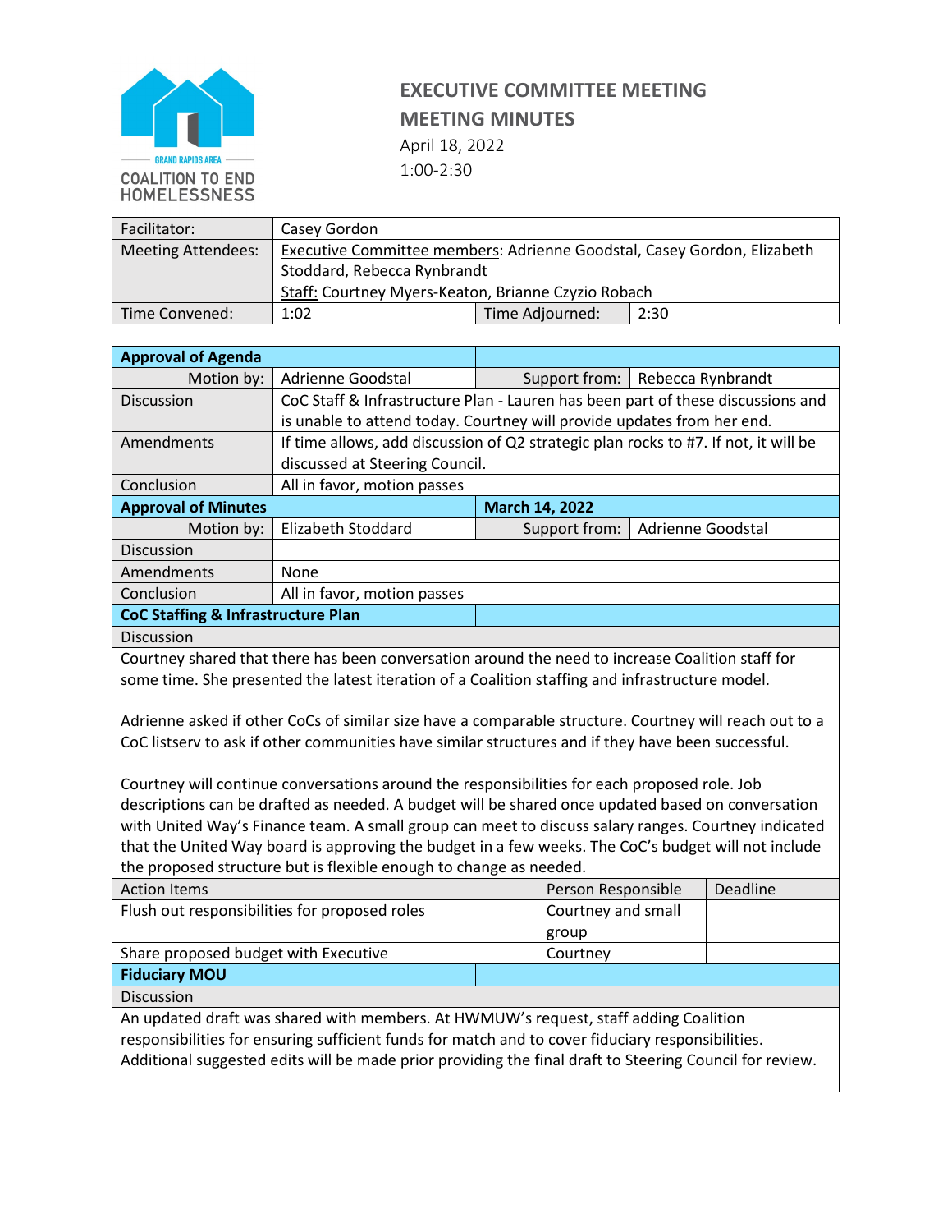GRAND RAPIDS AREA COALITION TO END HOMELESSNESS

# EXECUTIVE COMMITTEE MEETING
# MEETING MINUTES

April 18, 2022
1:00-2:30

| Facilitator: | Casey Gordon | | |
|---|---|---|---|
| Meeting Attendees: | Executive Committee members: Adrienne Goodstal, Casey Gordon, Elizabeth Stoddard, Rebecca Rynbrandt<br>Staff: Courtney Myers-Keaton, Brianne Czyzio Robach | | |
| Time Convened: | 1:02 | Time Adjourned: | 2:30 |

| **Approval of Agenda** | | | |
|---|---|---|---|
| Motion by: | Adrienne Goodstal | Support from: | Rebecca Rynbrandt |
| Discussion | CoC Staff & Infrastructure Plan - Lauren has been part of these discussions and is unable to attend today. Courtney will provide updates from her end. | | |
| Amendments | If time allows, add discussion of Q2 strategic plan rocks to #7. If not, it will be discussed at Steering Council. | | |
| Conclusion | All in favor, motion passes | | |
| **Approval of Minutes** | | **March 14, 2022** | |
| Motion by: | Elizabeth Stoddard | Support from: | Adrienne Goodstal |
| Discussion | | | |
| Amendments | None | | |
| Conclusion | All in favor, motion passes | | |

**CoC Staffing & Infrastructure Plan**

Discussion

Courtney shared that there has been conversation around the need to increase Coalition staff for some time. She presented the latest iteration of a Coalition staffing and infrastructure model.

Adrienne asked if other CoCs of similar size have a comparable structure. Courtney will reach out to a CoC listserv to ask if other communities have similar structures and if they have been successful.

Courtney will continue conversations around the responsibilities for each proposed role. Job descriptions can be drafted as needed. A budget will be shared once updated based on conversation with United Way's Finance team. A small group can meet to discuss salary ranges. Courtney indicated that the United Way board is approving the budget in a few weeks. The CoC's budget will not include the proposed structure but is flexible enough to change as needed.

| Action Items | Person Responsible | Deadline |
|---|---|---|
| Flush out responsibilities for proposed roles | Courtney and small group | |
| Share proposed budget with Executive | Courtney | |

**Fiduciary MOU**

Discussion

An updated draft was shared with members. At HWMUW's request, staff adding Coalition responsibilities for ensuring sufficient funds for match and to cover fiduciary responsibilities. Additional suggested edits will be made prior providing the final draft to Steering Council for review.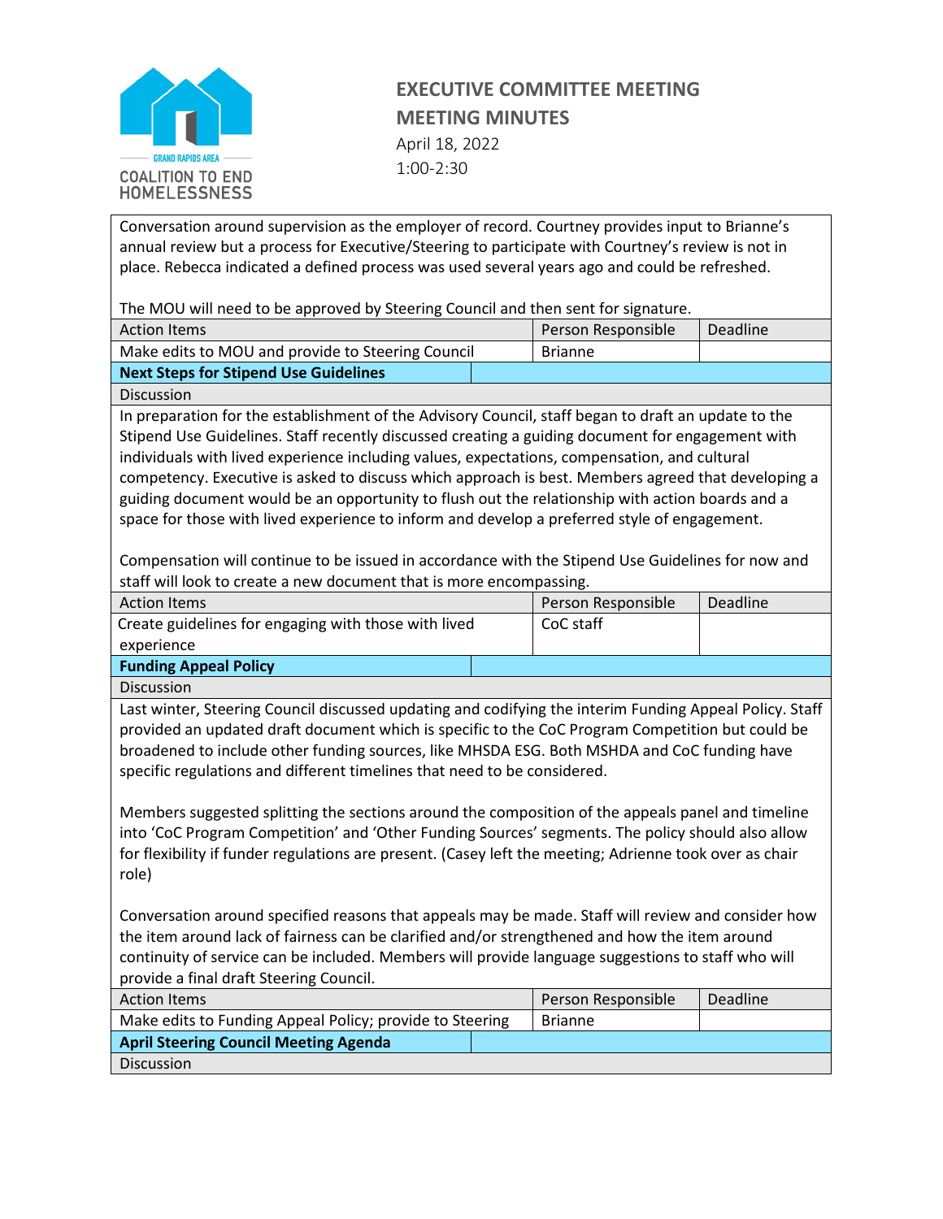**EXECUTIVE COMMITTEE MEETING**
**MEETING MINUTES**
April 18, 2022
1:00-2:30

Conversation around supervision as the employer of record. Courtney provides input to Brianne's annual review but a process for Executive/Steering to participate with Courtney's review is not in place. Rebecca indicated a defined process was used several years ago and could be refreshed.

The MOU will need to be approved by Steering Council and then sent for signature.

| Action Items | Person Responsible | Deadline |
|---|---|---|
| Make edits to MOU and provide to Steering Council | Brianne | |

**Next Steps for Stipend Use Guidelines**

Discussion

In preparation for the establishment of the Advisory Council, staff began to draft an update to the Stipend Use Guidelines. Staff recently discussed creating a guiding document for engagement with individuals with lived experience including values, expectations, compensation, and cultural competency. Executive is asked to discuss which approach is best. Members agreed that developing a guiding document would be an opportunity to flush out the relationship with action boards and a space for those with lived experience to inform and develop a preferred style of engagement.

Compensation will continue to be issued in accordance with the Stipend Use Guidelines for now and staff will look to create a new document that is more encompassing.

| Action Items | Person Responsible | Deadline |
|---|---|---|
| Create guidelines for engaging with those with lived experience | CoC staff | |

**Funding Appeal Policy**

Discussion

Last winter, Steering Council discussed updating and codifying the interim Funding Appeal Policy. Staff provided an updated draft document which is specific to the CoC Program Competition but could be broadened to include other funding sources, like MHSDA ESG. Both MSHDA and CoC funding have specific regulations and different timelines that need to be considered.

Members suggested splitting the sections around the composition of the appeals panel and timeline into 'CoC Program Competition' and 'Other Funding Sources' segments. The policy should also allow for flexibility if funder regulations are present. (Casey left the meeting; Adrienne took over as chair role)

Conversation around specified reasons that appeals may be made. Staff will review and consider how the item around lack of fairness can be clarified and/or strengthened and how the item around continuity of service can be included. Members will provide language suggestions to staff who will provide a final draft Steering Council.

| Action Items | Person Responsible | Deadline |
|---|---|---|
| Make edits to Funding Appeal Policy; provide to Steering | Brianne | |

**April Steering Council Meeting Agenda**

Discussion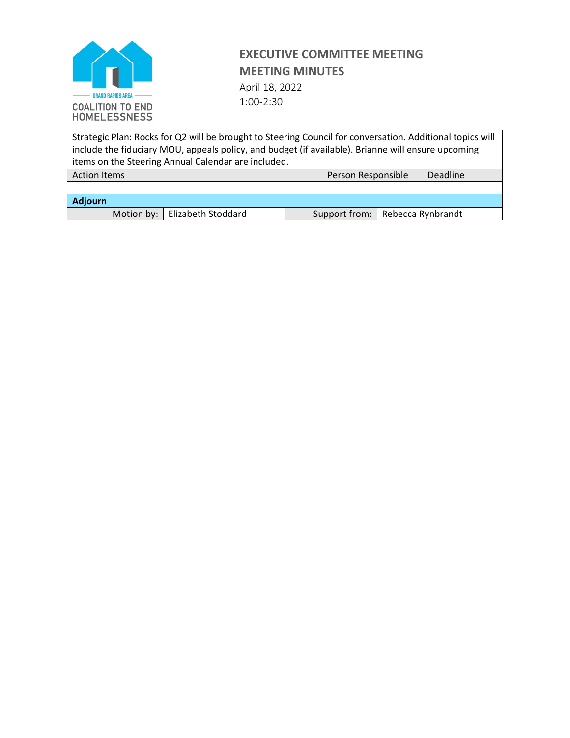GRAND RAPIDS AREA
COALITION TO END HOMELESSNESS

# EXECUTIVE COMMITTEE MEETING MEETING MINUTES

April 18, 2022
1:00-2:30

Strategic Plan: Rocks for Q2 will be brought to Steering Council for conversation. Additional topics will include the fiduciary MOU, appeals policy, and budget (if available). Brianne will ensure upcoming items on the Steering Annual Calendar are included.

| Action Items | Person Responsible | Deadline |
| --- | --- | --- |
| | | |

| Adjourn | | | |
| --- | --- | --- | --- |
| Motion by: | Elizabeth Stoddard | Support from: | Rebecca Rynbrandt |